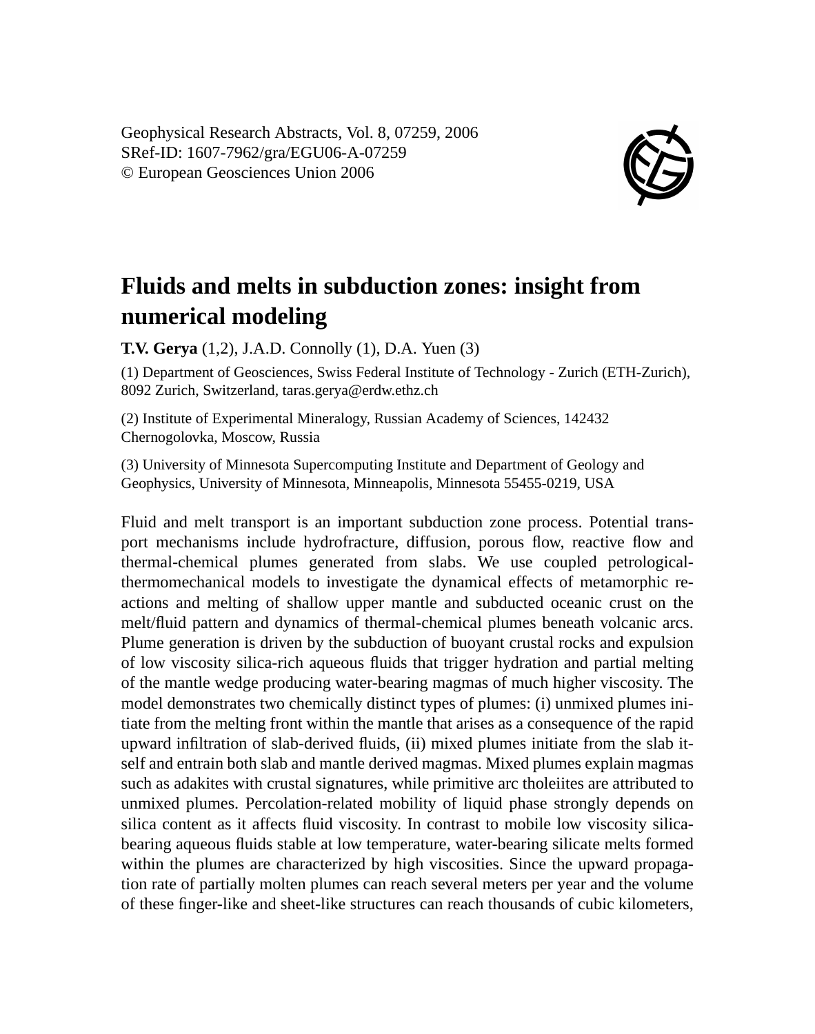Geophysical Research Abstracts, Vol. 8, 07259, 2006
SRef-ID: 1607-7962/gra/EGU06-A-07259
© European Geosciences Union 2006

# Fluids and melts in subduction zones: insight from numerical modeling

**T.V. Gerya** (1,2), J.A.D. Connolly (1), D.A. Yuen (3)

(1) Department of Geosciences, Swiss Federal Institute of Technology - Zurich (ETH-Zurich), 8092 Zurich, Switzerland, taras.gerya@erdw.ethz.ch

(2) Institute of Experimental Mineralogy, Russian Academy of Sciences, 142432 Chernogolovka, Moscow, Russia

(3) University of Minnesota Supercomputing Institute and Department of Geology and Geophysics, University of Minnesota, Minneapolis, Minnesota 55455-0219, USA

Fluid and melt transport is an important subduction zone process. Potential transport mechanisms include hydrofracture, diffusion, porous flow, reactive flow and thermal-chemical plumes generated from slabs. We use coupled petrological-thermomechanical models to investigate the dynamical effects of metamorphic reactions and melting of shallow upper mantle and subducted oceanic crust on the melt/fluid pattern and dynamics of thermal-chemical plumes beneath volcanic arcs. Plume generation is driven by the subduction of buoyant crustal rocks and expulsion of low viscosity silica-rich aqueous fluids that trigger hydration and partial melting of the mantle wedge producing water-bearing magmas of much higher viscosity. The model demonstrates two chemically distinct types of plumes: (i) unmixed plumes initiate from the melting front within the mantle that arises as a consequence of the rapid upward infiltration of slab-derived fluids, (ii) mixed plumes initiate from the slab itself and entrain both slab and mantle derived magmas. Mixed plumes explain magmas such as adakites with crustal signatures, while primitive arc tholeiites are attributed to unmixed plumes. Percolation-related mobility of liquid phase strongly depends on silica content as it affects fluid viscosity. In contrast to mobile low viscosity silica-bearing aqueous fluids stable at low temperature, water-bearing silicate melts formed within the plumes are characterized by high viscosities. Since the upward propagation rate of partially molten plumes can reach several meters per year and the volume of these finger-like and sheet-like structures can reach thousands of cubic kilometers,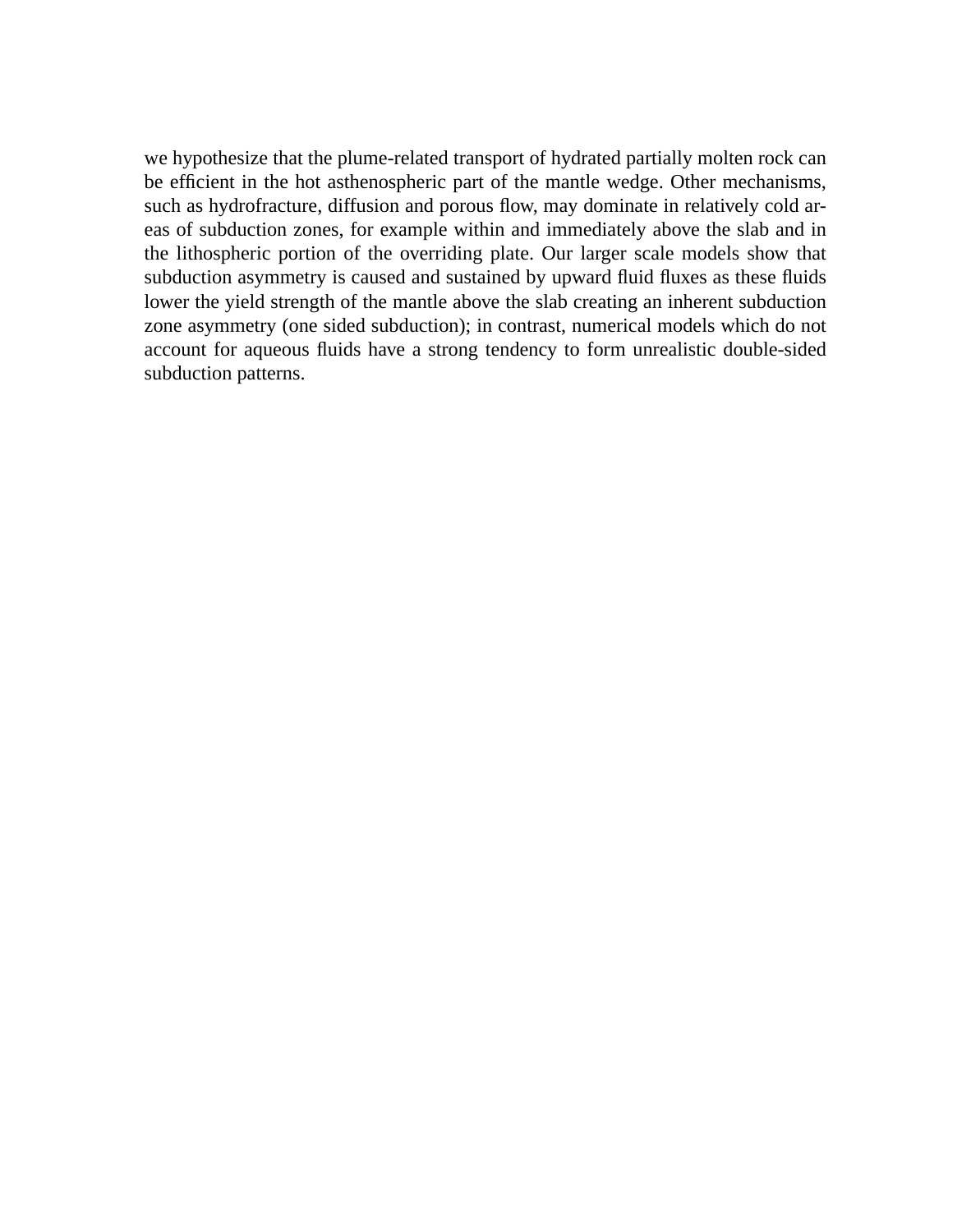we hypothesize that the plume-related transport of hydrated partially molten rock can be efficient in the hot asthenospheric part of the mantle wedge. Other mechanisms, such as hydrofracture, diffusion and porous flow, may dominate in relatively cold areas of subduction zones, for example within and immediately above the slab and in the lithospheric portion of the overriding plate. Our larger scale models show that subduction asymmetry is caused and sustained by upward fluid fluxes as these fluids lower the yield strength of the mantle above the slab creating an inherent subduction zone asymmetry (one sided subduction); in contrast, numerical models which do not account for aqueous fluids have a strong tendency to form unrealistic double-sided subduction patterns.